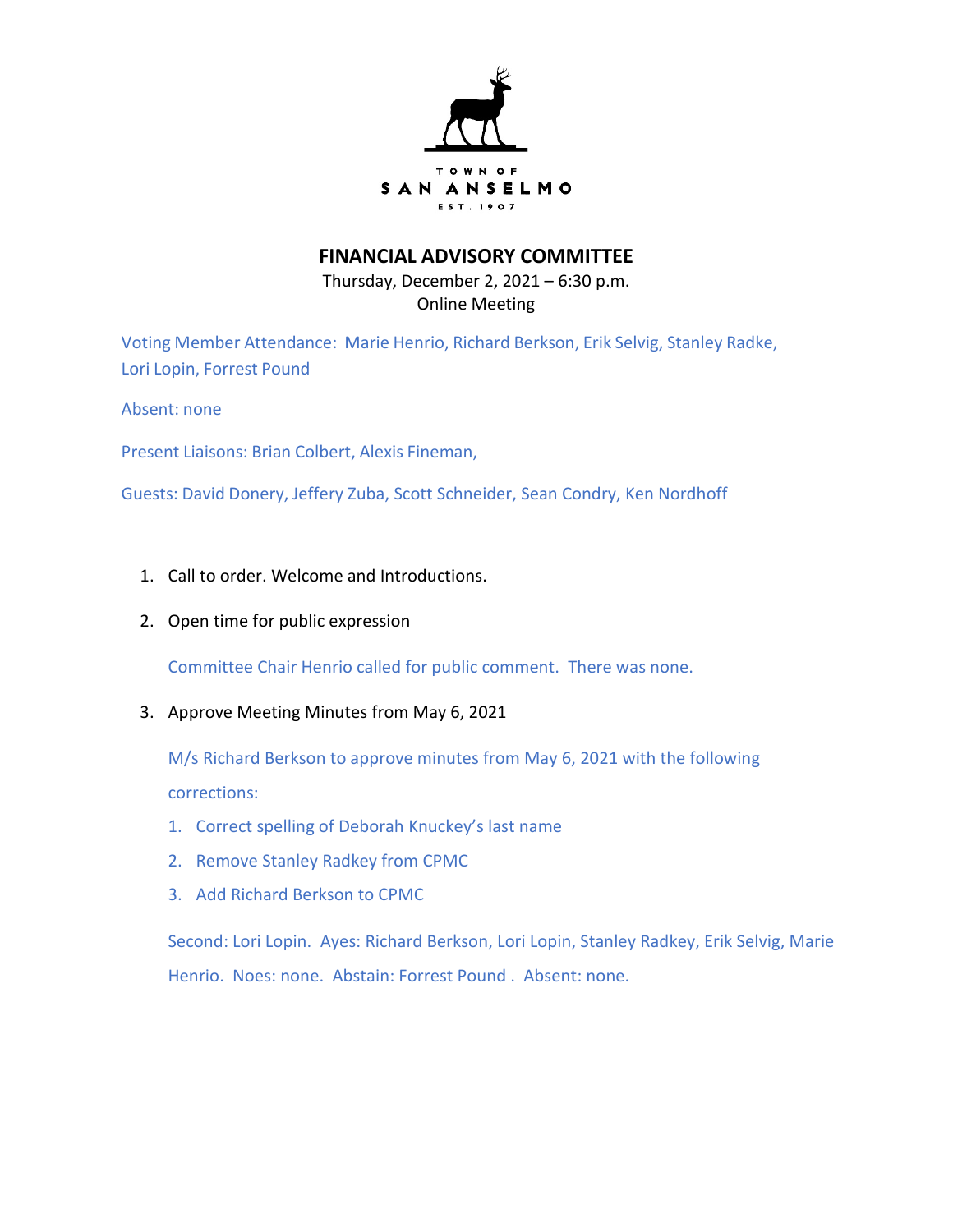TOWN OF
SAN ANSELMO
EST. 1907

# FINANCIAL ADVISORY COMMITTEE

Thursday, December 2, 2021 – 6:30 p.m.
Online Meeting

Voting Member Attendance: Marie Henrio, Richard Berkson, Erik Selvig, Stanley Radke, Lori Lopin, Forrest Pound

Absent: none

Present Liaisons: Brian Colbert, Alexis Fineman,

Guests: David Donery, Jeffery Zuba, Scott Schneider, Sean Condry, Ken Nordhoff

1. Call to order. Welcome and Introductions.

2. Open time for public expression

   Committee Chair Henrio called for public comment. There was none.

3. Approve Meeting Minutes from May 6, 2021

   M/s Richard Berkson to approve minutes from May 6, 2021 with the following corrections:

   1. Correct spelling of Deborah Knuckey's last name
   2. Remove Stanley Radkey from CPMC
   3. Add Richard Berkson to CPMC

   Second: Lori Lopin. Ayes: Richard Berkson, Lori Lopin, Stanley Radkey, Erik Selvig, Marie Henrio. Noes: none. Abstain: Forrest Pound . Absent: none.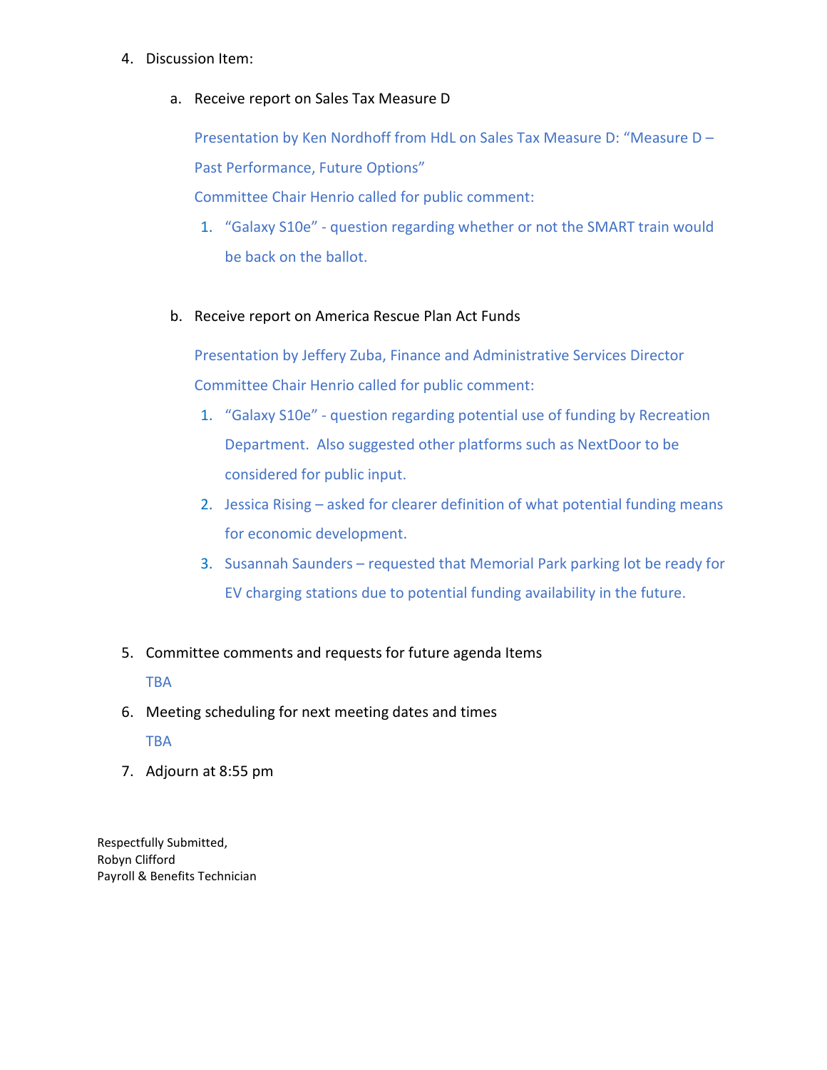4. Discussion Item:

   a. Receive report on Sales Tax Measure D

      Presentation by Ken Nordhoff from HdL on Sales Tax Measure D: "Measure D – Past Performance, Future Options"

      Committee Chair Henrio called for public comment:

      1. "Galaxy S10e" - question regarding whether or not the SMART train would be back on the ballot.

   b. Receive report on America Rescue Plan Act Funds

      Presentation by Jeffery Zuba, Finance and Administrative Services Director

      Committee Chair Henrio called for public comment:

      1. "Galaxy S10e" - question regarding potential use of funding by Recreation Department. Also suggested other platforms such as NextDoor to be considered for public input.
      2. Jessica Rising – asked for clearer definition of what potential funding means for economic development.
      3. Susannah Saunders – requested that Memorial Park parking lot be ready for EV charging stations due to potential funding availability in the future.

5. Committee comments and requests for future agenda Items

   TBA

6. Meeting scheduling for next meeting dates and times

   TBA

7. Adjourn at 8:55 pm

Respectfully Submitted,
Robyn Clifford
Payroll & Benefits Technician